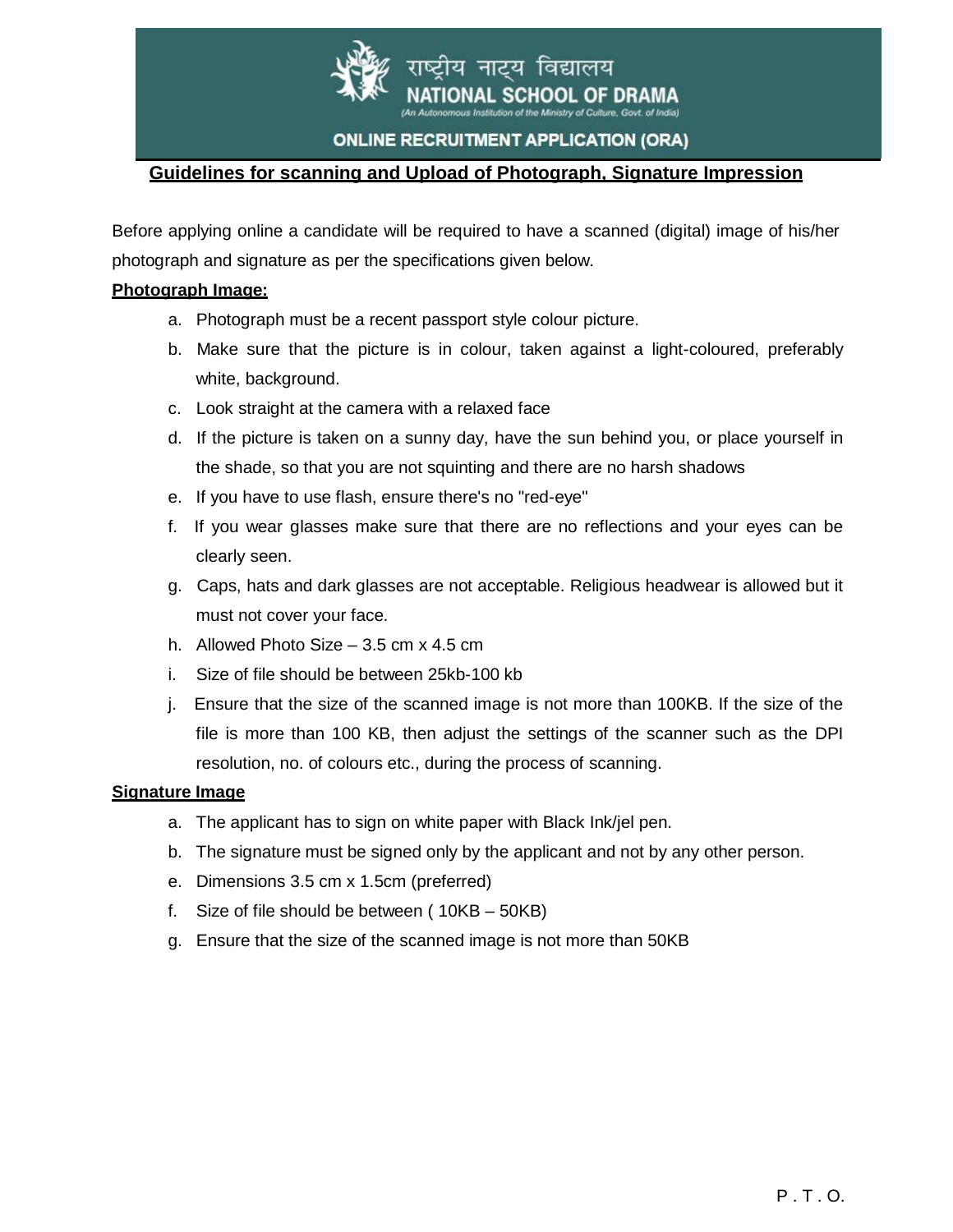# राष्ट्रीय नाट्य विद्यालय
# NATIONAL SCHOOL OF DRAMA

*(An Autonomous Institution of the Ministry of Culture, Govt. of India)*

**ONLINE RECRUITMENT APPLICATION (ORA)**

## Guidelines for scanning and Upload of Photograph, Signature Impression

Before applying online a candidate will be required to have a scanned (digital) image of his/her photograph and signature as per the specifications given below.

**Photograph Image:**

a. Photograph must be a recent passport style colour picture.

b. Make sure that the picture is in colour, taken against a light-coloured, preferably white, background.

c. Look straight at the camera with a relaxed face

d. If the picture is taken on a sunny day, have the sun behind you, or place yourself in the shade, so that you are not squinting and there are no harsh shadows

e. If you have to use flash, ensure there's no "red-eye"

f. If you wear glasses make sure that there are no reflections and your eyes can be clearly seen.

g. Caps, hats and dark glasses are not acceptable. Religious headwear is allowed but it must not cover your face.

h. Allowed Photo Size – 3.5 cm x 4.5 cm

i. Size of file should be between 25kb-100 kb

j. Ensure that the size of the scanned image is not more than 100KB. If the size of the file is more than 100 KB, then adjust the settings of the scanner such as the DPI resolution, no. of colours etc., during the process of scanning.

**Signature Image**

a. The applicant has to sign on white paper with Black Ink/jel pen.

b. The signature must be signed only by the applicant and not by any other person.

e. Dimensions 3.5 cm x 1.5cm (preferred)

f. Size of file should be between ( 10KB – 50KB)

g. Ensure that the size of the scanned image is not more than 50KB

P . T . O.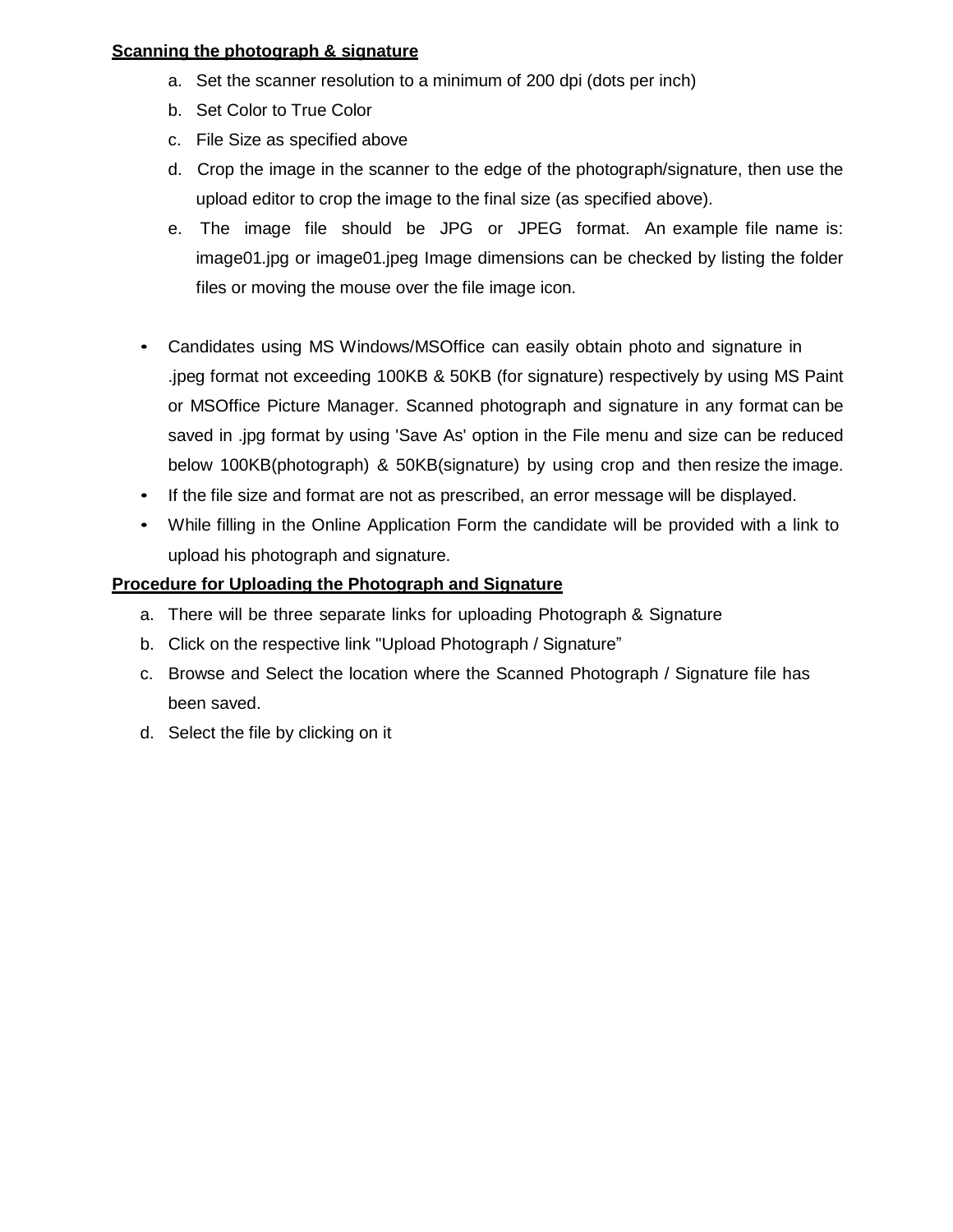**Scanning the photograph & signature**

a. Set the scanner resolution to a minimum of 200 dpi (dots per inch)
b. Set Color to True Color
c. File Size as specified above
d. Crop the image in the scanner to the edge of the photograph/signature, then use the upload editor to crop the image to the final size (as specified above).
e. The image file should be JPG or JPEG format. An example file name is: image01.jpg or image01.jpeg Image dimensions can be checked by listing the folder files or moving the mouse over the file image icon.

- Candidates using MS Windows/MSOffice can easily obtain photo and signature in .jpeg format not exceeding 100KB & 50KB (for signature) respectively by using MS Paint or MSOffice Picture Manager. Scanned photograph and signature in any format can be saved in .jpg format by using 'Save As' option in the File menu and size can be reduced below 100KB(photograph) & 50KB(signature) by using crop and then resize the image.
- If the file size and format are not as prescribed, an error message will be displayed.
- While filling in the Online Application Form the candidate will be provided with a link to upload his photograph and signature.

**Procedure for Uploading the Photograph and Signature**

a. There will be three separate links for uploading Photograph & Signature
b. Click on the respective link "Upload Photograph / Signature"
c. Browse and Select the location where the Scanned Photograph / Signature file has been saved.
d. Select the file by clicking on it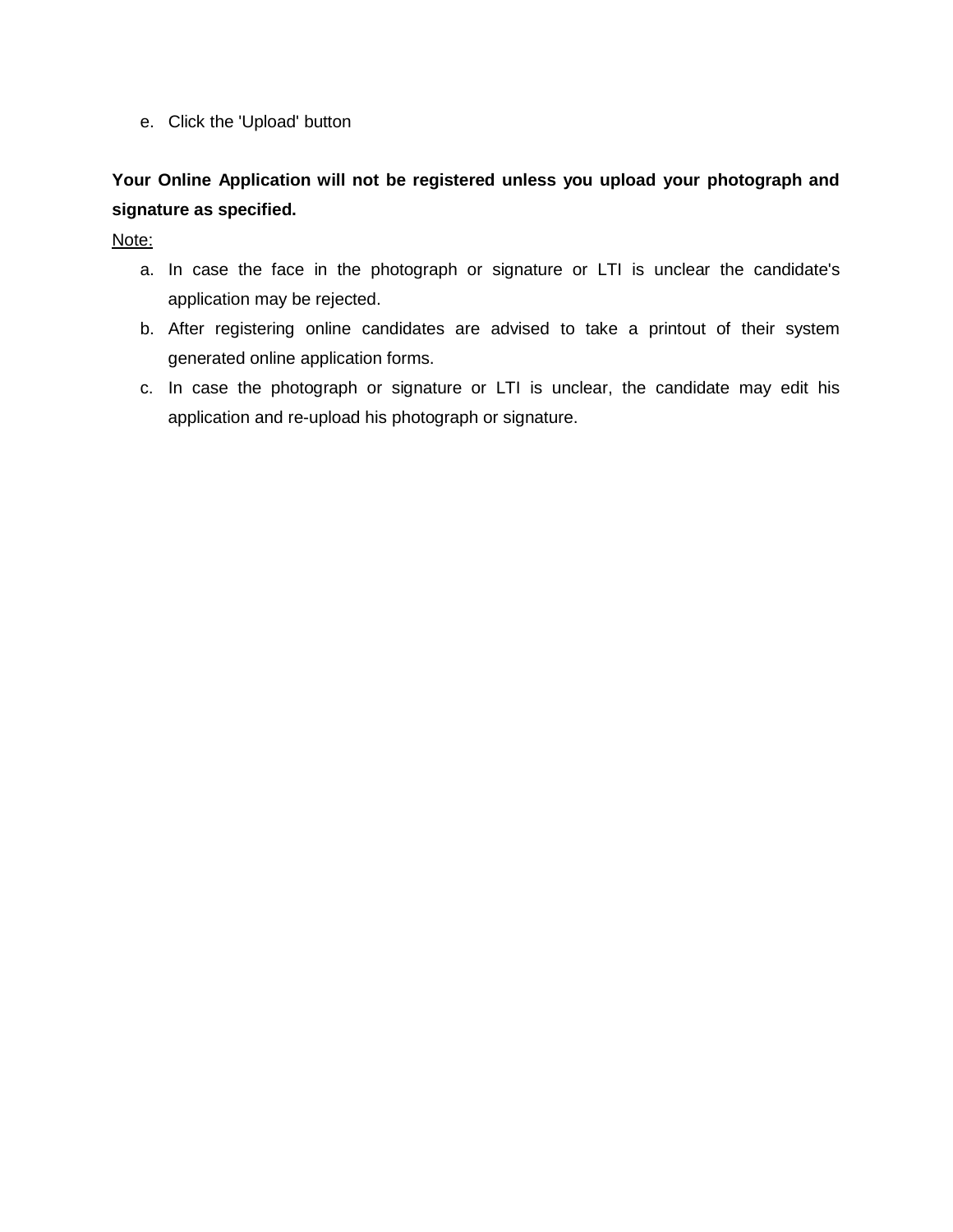e. Click the 'Upload' button

**Your Online Application will not be registered unless you upload your photograph and signature as specified.**

<u>Note:</u>

a. In case the face in the photograph or signature or LTI is unclear the candidate's application may be rejected.
b. After registering online candidates are advised to take a printout of their system generated online application forms.
c. In case the photograph or signature or LTI is unclear, the candidate may edit his application and re-upload his photograph or signature.